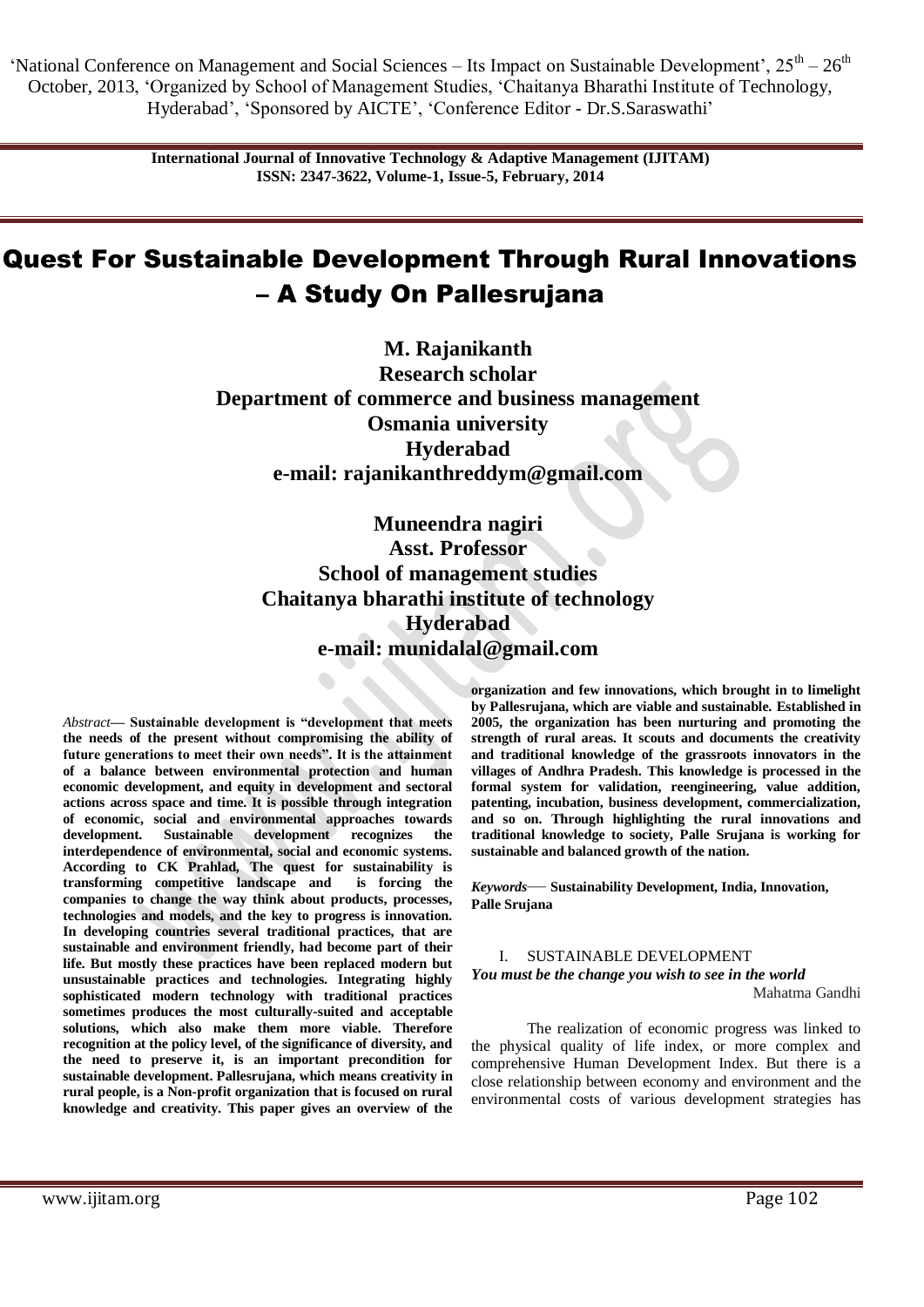# Quest For Sustainable Development Through Rural Innovations – A Study On Pallesrujana

**M. Rajanikanth**
**Research scholar**
**Department of commerce and business management**
**Osmania university**
**Hyderabad**
**e-mail: rajanikanthreddym@gmail.com**

**Muneendra nagiri**
**Asst. Professor**
**School of management studies**
**Chaitanya bharathi institute of technology**
**Hyderabad**
**e-mail: munidalal@gmail.com**

*Abstract*— **Sustainable development is "development that meets the needs of the present without compromising the ability of future generations to meet their own needs". It is the attainment of a balance between environmental protection and human economic development, and equity in development and sectoral actions across space and time. It is possible through integration of economic, social and environmental approaches towards development. Sustainable development recognizes the interdependence of environmental, social and economic systems. According to CK Prahlad, The quest for sustainability is transforming competitive landscape and is forcing the companies to change the way think about products, processes, technologies and models, and the key to progress is innovation. In developing countries several traditional practices, that are sustainable and environment friendly, had become part of their life. But mostly these practices have been replaced modern but unsustainable practices and technologies. Integrating highly sophisticated modern technology with traditional practices sometimes produces the most culturally-suited and acceptable solutions, which also make them more viable. Therefore recognition at the policy level, of the significance of diversity, and the need to preserve it, is an important precondition for sustainable development. Pallesrujana, which means creativity in rural people, is a Non-profit organization that is focused on rural knowledge and creativity. This paper gives an overview of the organization and few innovations, which brought in to limelight by Pallesrujana, which are viable and sustainable. Established in 2005, the organization has been nurturing and promoting the strength of rural areas. It scouts and documents the creativity and traditional knowledge of the grassroots innovators in the villages of Andhra Pradesh. This knowledge is processed in the formal system for validation, reengineering, value addition, patenting, incubation, business development, commercialization, and so on. Through highlighting the rural innovations and traditional knowledge to society, Palle Srujana is working for sustainable and balanced growth of the nation.**

*Keywords*— **Sustainability Development, India, Innovation, Palle Srujana**

## I. SUSTAINABLE DEVELOPMENT

***You must be the change you wish to see in the world***

Mahatma Gandhi

The realization of economic progress was linked to the physical quality of life index, or more complex and comprehensive Human Development Index. But there is a close relationship between economy and environment and the environmental costs of various development strategies has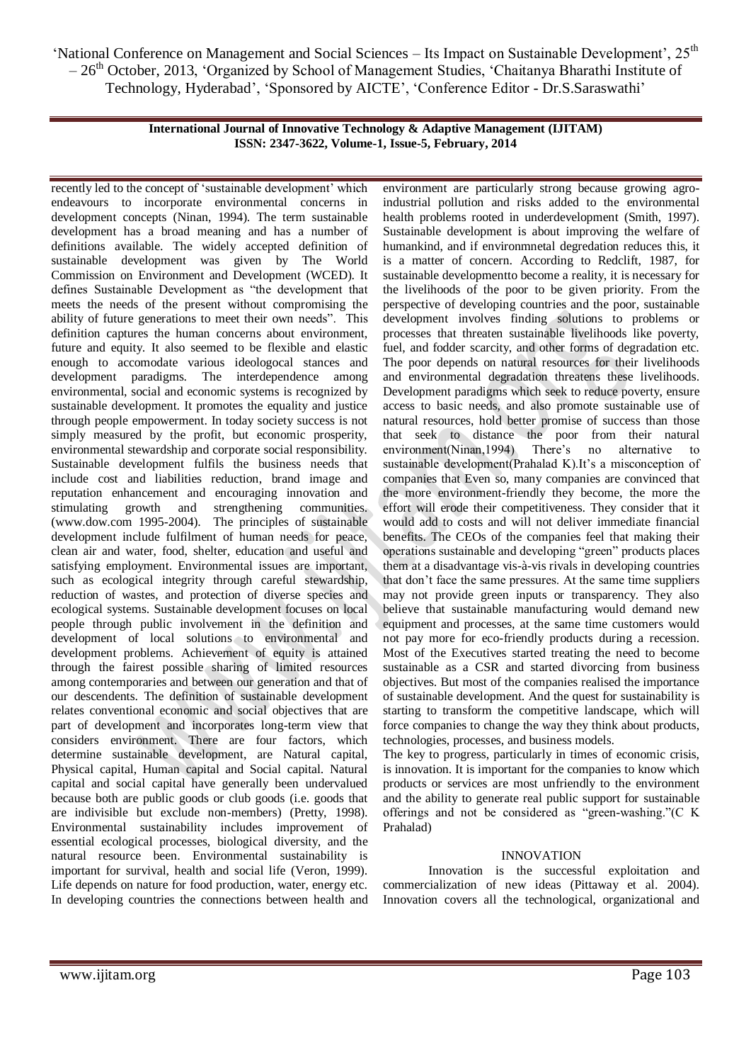recently led to the concept of 'sustainable development' which endeavours to incorporate environmental concerns in development concepts (Ninan, 1994). The term sustainable development has a broad meaning and has a number of definitions available. The widely accepted definition of sustainable development was given by The World Commission on Environment and Development (WCED). It defines Sustainable Development as "the development that meets the needs of the present without compromising the ability of future generations to meet their own needs". This definition captures the human concerns about environment, future and equity. It also seemed to be flexible and elastic enough to accomodate various ideologocal stances and development paradigms. The interdependence among environmental, social and economic systems is recognized by sustainable development. It promotes the equality and justice through people empowerment. In today society success is not simply measured by the profit, but economic prosperity, environmental stewardship and corporate social responsibility. Sustainable development fulfils the business needs that include cost and liabilities reduction, brand image and reputation enhancement and encouraging innovation and stimulating growth and strengthening communities. (www.dow.com 1995-2004). The principles of sustainable development include fulfilment of human needs for peace, clean air and water, food, shelter, education and useful and satisfying employment. Environmental issues are important, such as ecological integrity through careful stewardship, reduction of wastes, and protection of diverse species and ecological systems. Sustainable development focuses on local people through public involvement in the definition and development of local solutions to environmental and development problems. Achievement of equity is attained through the fairest possible sharing of limited resources among contemporaries and between our generation and that of our descendents. The definition of sustainable development relates conventional economic and social objectives that are part of development and incorporates long-term view that considers environment. There are four factors, which determine sustainable development, are Natural capital, Physical capital, Human capital and Social capital. Natural capital and social capital have generally been undervalued because both are public goods or club goods (i.e. goods that are indivisible but exclude non-members) (Pretty, 1998). Environmental sustainability includes improvement of essential ecological processes, biological diversity, and the natural resource been. Environmental sustainability is important for survival, health and social life (Veron, 1999). Life depends on nature for food production, water, energy etc. In developing countries the connections between health and environment are particularly strong because growing agro-industrial pollution and risks added to the environmental health problems rooted in underdevelopment (Smith, 1997). Sustainable development is about improving the welfare of humankind, and if environmnetal degredation reduces this, it is a matter of concern. According to Redclift, 1987, for sustainable developmentto become a reality, it is necessary for the livelihoods of the poor to be given priority. From the perspective of developing countries and the poor, sustainable development involves finding solutions to problems or processes that threaten sustainable livelihoods like poverty, fuel, and fodder scarcity, and other forms of degradation etc. The poor depends on natural resources for their livelihoods and environmental degradation threatens these livelihoods. Development paradigms which seek to reduce poverty, ensure access to basic needs, and also promote sustainable use of natural resources, hold better promise of success than those that seek to distance the poor from their natural environment(Ninan,1994) There's no alternative to sustainable development(Prahalad K).It's a misconception of companies that Even so, many companies are convinced that the more environment-friendly they become, the more the effort will erode their competitiveness. They consider that it would add to costs and will not deliver immediate financial benefits. The CEOs of the companies feel that making their operations sustainable and developing "green" products places them at a disadvantage vis-à-vis rivals in developing countries that don't face the same pressures. At the same time suppliers may not provide green inputs or transparency. They also believe that sustainable manufacturing would demand new equipment and processes, at the same time customers would not pay more for eco-friendly products during a recession. Most of the Executives started treating the need to become sustainable as a CSR and started divorcing from business objectives. But most of the companies realised the importance of sustainable development. And the quest for sustainability is starting to transform the competitive landscape, which will force companies to change the way they think about products, technologies, processes, and business models.

The key to progress, particularly in times of economic crisis, is innovation. It is important for the companies to know which products or services are most unfriendly to the environment and the ability to generate real public support for sustainable offerings and not be considered as "green-washing."(C K Prahalad)

## INNOVATION

Innovation is the successful exploitation and commercialization of new ideas (Pittaway et al. 2004). Innovation covers all the technological, organizational and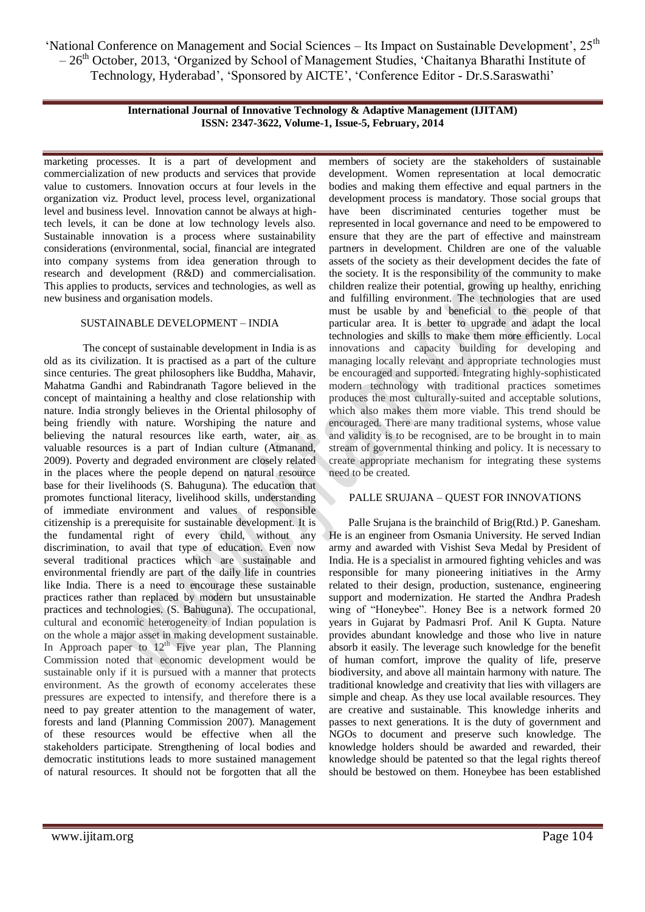marketing processes. It is a part of development and commercialization of new products and services that provide value to customers. Innovation occurs at four levels in the organization viz. Product level, process level, organizational level and business level. Innovation cannot be always at high-tech levels, it can be done at low technology levels also. Sustainable innovation is a process where sustainability considerations (environmental, social, financial are integrated into company systems from idea generation through to research and development (R&D) and commercialisation. This applies to products, services and technologies, as well as new business and organisation models.

## SUSTAINABLE DEVELOPMENT – INDIA

The concept of sustainable development in India is as old as its civilization. It is practised as a part of the culture since centuries. The great philosophers like Buddha, Mahavir, Mahatma Gandhi and Rabindranath Tagore believed in the concept of maintaining a healthy and close relationship with nature. India strongly believes in the Oriental philosophy of being friendly with nature. Worshiping the nature and believing the natural resources like earth, water, air as valuable resources is a part of Indian culture (Atmanand, 2009). Poverty and degraded environment are closely related in the places where the people depend on natural resource base for their livelihoods (S. Bahuguna). The education that promotes functional literacy, livelihood skills, understanding of immediate environment and values of responsible citizenship is a prerequisite for sustainable development. It is the fundamental right of every child, without any discrimination, to avail that type of education. Even now several traditional practices which are sustainable and environmental friendly are part of the daily life in countries like India. There is a need to encourage these sustainable practices rather than replaced by modern but unsustainable practices and technologies. (S. Bahuguna). The occupational, cultural and economic heterogeneity of Indian population is on the whole a major asset in making development sustainable. In Approach paper to 12$^{th}$ Five year plan, The Planning Commission noted that economic development would be sustainable only if it is pursued with a manner that protects environment. As the growth of economy accelerates these pressures are expected to intensify, and therefore there is a need to pay greater attention to the management of water, forests and land (Planning Commission 2007). Management of these resources would be effective when all the stakeholders participate. Strengthening of local bodies and democratic institutions leads to more sustained management of natural resources. It should not be forgotten that all the members of society are the stakeholders of sustainable development. Women representation at local democratic bodies and making them effective and equal partners in the development process is mandatory. Those social groups that have been discriminated centuries together must be represented in local governance and need to be empowered to ensure that they are the part of effective and mainstream partners in development. Children are one of the valuable assets of the society as their development decides the fate of the society. It is the responsibility of the community to make children realize their potential, growing up healthy, enriching and fulfilling environment. The technologies that are used must be usable by and beneficial to the people of that particular area. It is better to upgrade and adapt the local technologies and skills to make them more efficiently. Local innovations and capacity building for developing and managing locally relevant and appropriate technologies must be encouraged and supported. Integrating highly-sophisticated modern technology with traditional practices sometimes produces the most culturally-suited and acceptable solutions, which also makes them more viable. This trend should be encouraged. There are many traditional systems, whose value and validity is to be recognised, are to be brought in to main stream of governmental thinking and policy. It is necessary to create appropriate mechanism for integrating these systems need to be created.

## PALLE SRUJANA – QUEST FOR INNOVATIONS

Palle Srujana is the brainchild of Brig(Rtd.) P. Ganesham. He is an engineer from Osmania University. He served Indian army and awarded with Vishist Seva Medal by President of India. He is a specialist in armoured fighting vehicles and was responsible for many pioneering initiatives in the Army related to their design, production, sustenance, engineering support and modernization. He started the Andhra Pradesh wing of "Honeybee". Honey Bee is a network formed 20 years in Gujarat by Padmasri Prof. Anil K Gupta. Nature provides abundant knowledge and those who live in nature absorb it easily. The leverage such knowledge for the benefit of human comfort, improve the quality of life, preserve biodiversity, and above all maintain harmony with nature. The traditional knowledge and creativity that lies with villagers are simple and cheap. As they use local available resources. They are creative and sustainable. This knowledge inherits and passes to next generations. It is the duty of government and NGOs to document and preserve such knowledge. The knowledge holders should be awarded and rewarded, their knowledge should be patented so that the legal rights thereof should be bestowed on them. Honeybee has been established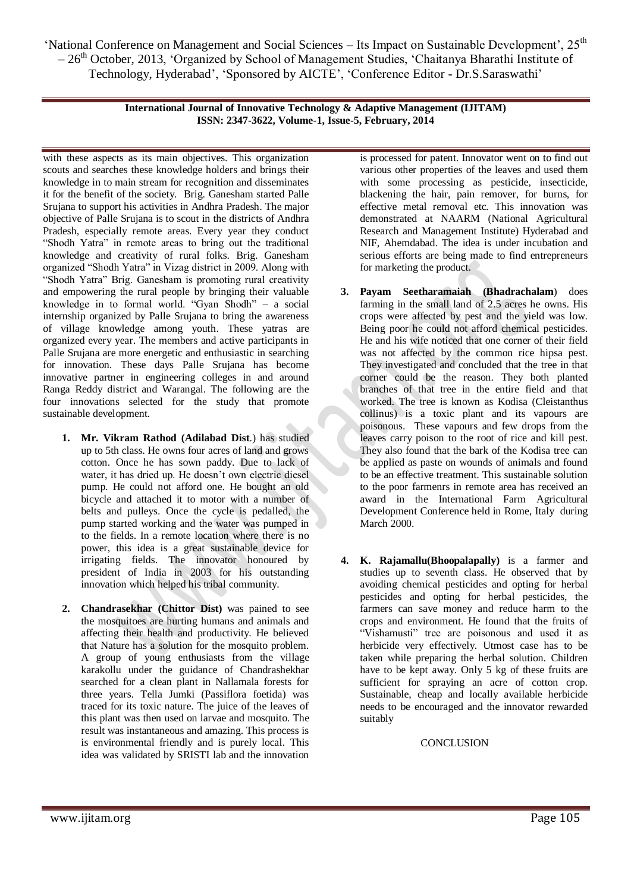with these aspects as its main objectives. This organization scouts and searches these knowledge holders and brings their knowledge in to main stream for recognition and disseminates it for the benefit of the society. Brig. Ganesham started Palle Srujana to support his activities in Andhra Pradesh. The major objective of Palle Srujana is to scout in the districts of Andhra Pradesh, especially remote areas. Every year they conduct "Shodh Yatra" in remote areas to bring out the traditional knowledge and creativity of rural folks. Brig. Ganesham organized "Shodh Yatra" in Vizag district in 2009. Along with "Shodh Yatra" Brig. Ganesham is promoting rural creativity and empowering the rural people by bringing their valuable knowledge in to formal world. "Gyan Shodh" – a social internship organized by Palle Srujana to bring the awareness of village knowledge among youth. These yatras are organized every year. The members and active participants in Palle Srujana are more energetic and enthusiastic in searching for innovation. These days Palle Srujana has become innovative partner in engineering colleges in and around Ranga Reddy district and Warangal. The following are the four innovations selected for the study that promote sustainable development.

1. **Mr. Vikram Rathod (Adilabad Dist.**) has studied up to 5th class. He owns four acres of land and grows cotton. Once he has sown paddy. Due to lack of water, it has dried up. He doesn't own electric diesel pump. He could not afford one. He bought an old bicycle and attached it to motor with a number of belts and pulleys. Once the cycle is pedalled, the pump started working and the water was pumped in to the fields. In a remote location where there is no power, this idea is a great sustainable device for irrigating fields. The innovator honoured by president of India in 2003 for his outstanding innovation which helped his tribal community.

2. **Chandrasekhar (Chittor Dist)** was pained to see the mosquitoes are hurting humans and animals and affecting their health and productivity. He believed that Nature has a solution for the mosquito problem. A group of young enthusiasts from the village karakollu under the guidance of Chandrashekhar searched for a clean plant in Nallamala forests for three years. Tella Jumki (Passiflora foetida) was traced for its toxic nature. The juice of the leaves of this plant was then used on larvae and mosquito. The result was instantaneous and amazing. This process is is environmental friendly and is purely local. This idea was validated by SRISTI lab and the innovation is processed for patent. Innovator went on to find out various other properties of the leaves and used them with some processing as pesticide, insecticide, blackening the hair, pain remover, for burns, for effective metal removal etc. This innovation was demonstrated at NAARM (National Agricultural Research and Management Institute) Hyderabad and NIF, Ahemdabad. The idea is under incubation and serious efforts are being made to find entrepreneurs for marketing the product.

3. **Payam Seetharamaiah (Bhadrachalam**) does farming in the small land of 2.5 acres he owns. His crops were affected by pest and the yield was low. Being poor he could not afford chemical pesticides. He and his wife noticed that one corner of their field was not affected by the common rice hipsa pest. They investigated and concluded that the tree in that corner could be the reason. They both planted branches of that tree in the entire field and that worked. The tree is known as Kodisa (Cleistanthus collinus) is a toxic plant and its vapours are poisonous. These vapours and few drops from the leaves carry poison to the root of rice and kill pest. They also found that the bark of the Kodisa tree can be applied as paste on wounds of animals and found to be an effective treatment. This sustainable solution to the poor farmenrs in remote area has received an award in the International Farm Agricultural Development Conference held in Rome, Italy during March 2000.

4. **K. Rajamallu(Bhoopalapally)** is a farmer and studies up to seventh class. He observed that by avoiding chemical pesticides and opting for herbal pesticides and opting for herbal pesticides, the farmers can save money and reduce harm to the crops and environment. He found that the fruits of "Vishamusti" tree are poisonous and used it as herbicide very effectively. Utmost case has to be taken while preparing the herbal solution. Children have to be kept away. Only 5 kg of these fruits are sufficient for spraying an acre of cotton crop. Sustainable, cheap and locally available herbicide needs to be encouraged and the innovator rewarded suitably

## CONCLUSION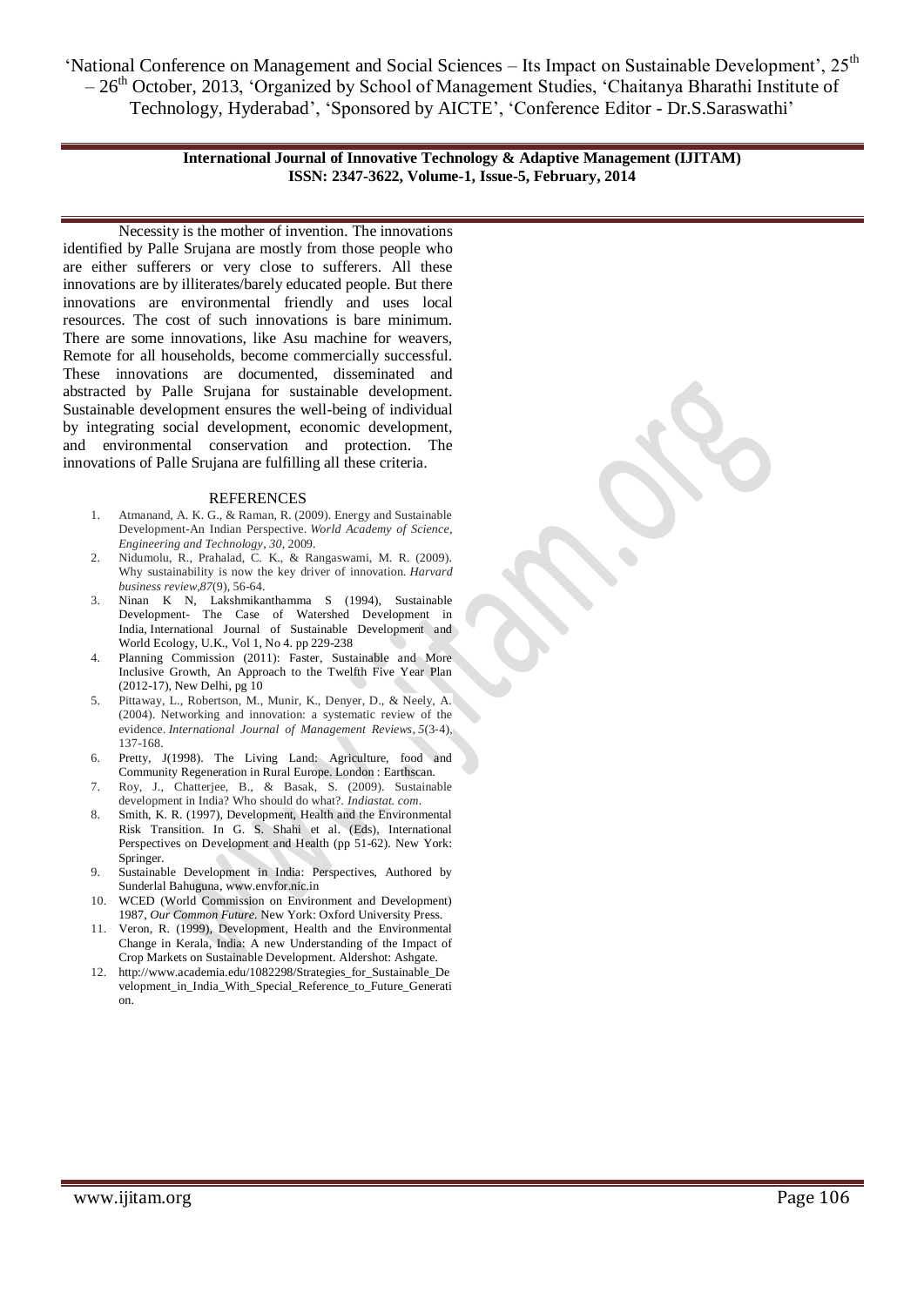Necessity is the mother of invention. The innovations identified by Palle Srujana are mostly from those people who are either sufferers or very close to sufferers. All these innovations are by illiterates/barely educated people. But there innovations are environmental friendly and uses local resources. The cost of such innovations is bare minimum. There are some innovations, like Asu machine for weavers, Remote for all households, become commercially successful. These innovations are documented, disseminated and abstracted by Palle Srujana for sustainable development. Sustainable development ensures the well-being of individual by integrating social development, economic development, and environmental conservation and protection. The innovations of Palle Srujana are fulfilling all these criteria.

## REFERENCES

1. Atmanand, A. K. G., & Raman, R. (2009). Energy and Sustainable Development-An Indian Perspective. *World Academy of Science, Engineering and Technology*, *30*, 2009.
2. Nidumolu, R., Prahalad, C. K., & Rangaswami, M. R. (2009). Why sustainability is now the key driver of innovation. *Harvard business review*,*87*(9), 56-64.
3. Ninan K N, Lakshmikanthamma S (1994), Sustainable Development- The Case of Watershed Development in India, International Journal of Sustainable Development and World Ecology, U.K., Vol 1, No 4. pp 229-238
4. Planning Commission (2011): Faster, Sustainable and More Inclusive Growth, An Approach to the Twelfth Five Year Plan (2012-17), New Delhi, pg 10
5. Pittaway, L., Robertson, M., Munir, K., Denyer, D., & Neely, A. (2004). Networking and innovation: a systematic review of the evidence. *International Journal of Management Reviews*, *5*(3‐4), 137-168.
6. Pretty, J(1998). The Living Land: Agriculture, food and Community Regeneration in Rural Europe. London : Earthscan.
7. Roy, J., Chatterjee, B., & Basak, S. (2009). Sustainable development in India? Who should do what?. *Indiastat. com*.
8. Smith, K. R. (1997), Development, Health and the Environmental Risk Transition. In G. S. Shahi et al. (Eds), International Perspectives on Development and Health (pp 51-62). New York: Springer.
9. Sustainable Development in India: Perspectives, Authored by Sunderlal Bahuguna, www.envfor.nic.in
10. WCED (World Commission on Environment and Development) 1987, *Our Common Future*. New York: Oxford University Press.
11. Veron, R. (1999), Development, Health and the Environmental Change in Kerala, India: A new Understanding of the Impact of Crop Markets on Sustainable Development. Aldershot: Ashgate.
12. http://www.academia.edu/1082298/Strategies_for_Sustainable_Development_in_India_With_Special_Reference_to_Future_Generation.